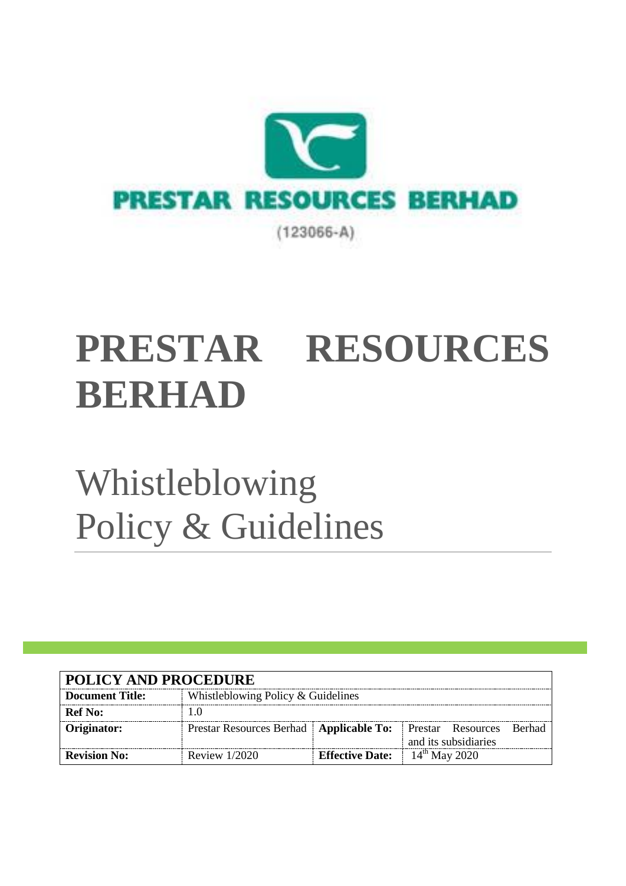PRESTAR RESOURCES BERHAD

(123066-A)

# PRESTAR RESOURCES BERHAD

# Whistleblowing Policy & Guidelines

| POLICY AND PROCEDURE | | | |
|---|---|---|---|
| **Document Title:** | Whistleblowing Policy & Guidelines | | |
| **Ref No:** | 1.0 | | |
| **Originator:** | Prestar Resources Berhad | **Applicable To:** | Prestar Resources Berhad and its subsidiaries |
| **Revision No:** | Review 1/2020 | **Effective Date:** | 14th May 2020 |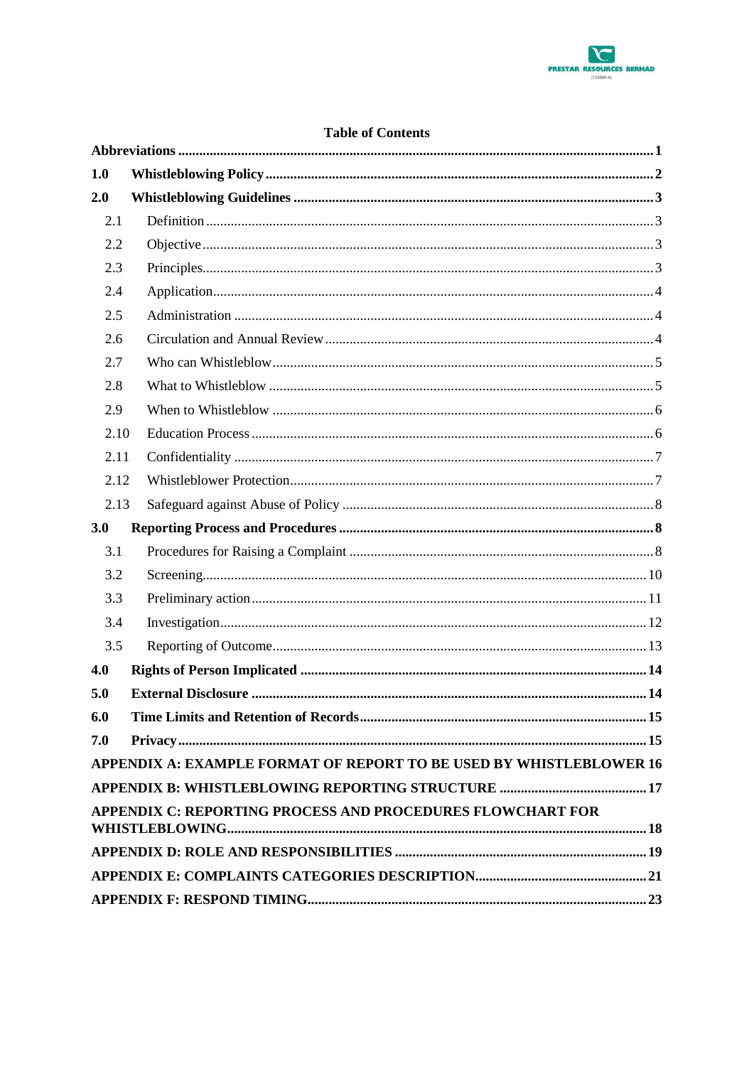## Table of Contents

| | | |
|---|---|---|
| **Abbreviations** | | **1** |
| **1.0** | **Whistleblowing Policy** | **2** |
| **2.0** | **Whistleblowing Guidelines** | **3** |
| 2.1 | Definition | 3 |
| 2.2 | Objective | 3 |
| 2.3 | Principles | 3 |
| 2.4 | Application | 4 |
| 2.5 | Administration | 4 |
| 2.6 | Circulation and Annual Review | 4 |
| 2.7 | Who can Whistleblow | 5 |
| 2.8 | What to Whistleblow | 5 |
| 2.9 | When to Whistleblow | 6 |
| 2.10 | Education Process | 6 |
| 2.11 | Confidentiality | 7 |
| 2.12 | Whistleblower Protection | 7 |
| 2.13 | Safeguard against Abuse of Policy | 8 |
| **3.0** | **Reporting Process and Procedures** | **8** |
| 3.1 | Procedures for Raising a Complaint | 8 |
| 3.2 | Screening | 10 |
| 3.3 | Preliminary action | 11 |
| 3.4 | Investigation | 12 |
| 3.5 | Reporting of Outcome | 13 |
| **4.0** | **Rights of Person Implicated** | **14** |
| **5.0** | **External Disclosure** | **14** |
| **6.0** | **Time Limits and Retention of Records** | **15** |
| **7.0** | **Privacy** | **15** |
| **APPENDIX A: EXAMPLE FORMAT OF REPORT TO BE USED BY WHISTLEBLOWER** | | **16** |
| **APPENDIX B: WHISTLEBLOWING REPORTING STRUCTURE** | | **17** |
| **APPENDIX C: REPORTING PROCESS AND PROCEDURES FLOWCHART FOR WHISTLEBLOWING** | | **18** |
| **APPENDIX D: ROLE AND RESPONSIBILITIES** | | **19** |
| **APPENDIX E: COMPLAINTS CATEGORIES DESCRIPTION** | | **21** |
| **APPENDIX F: RESPOND TIMING** | | **23** |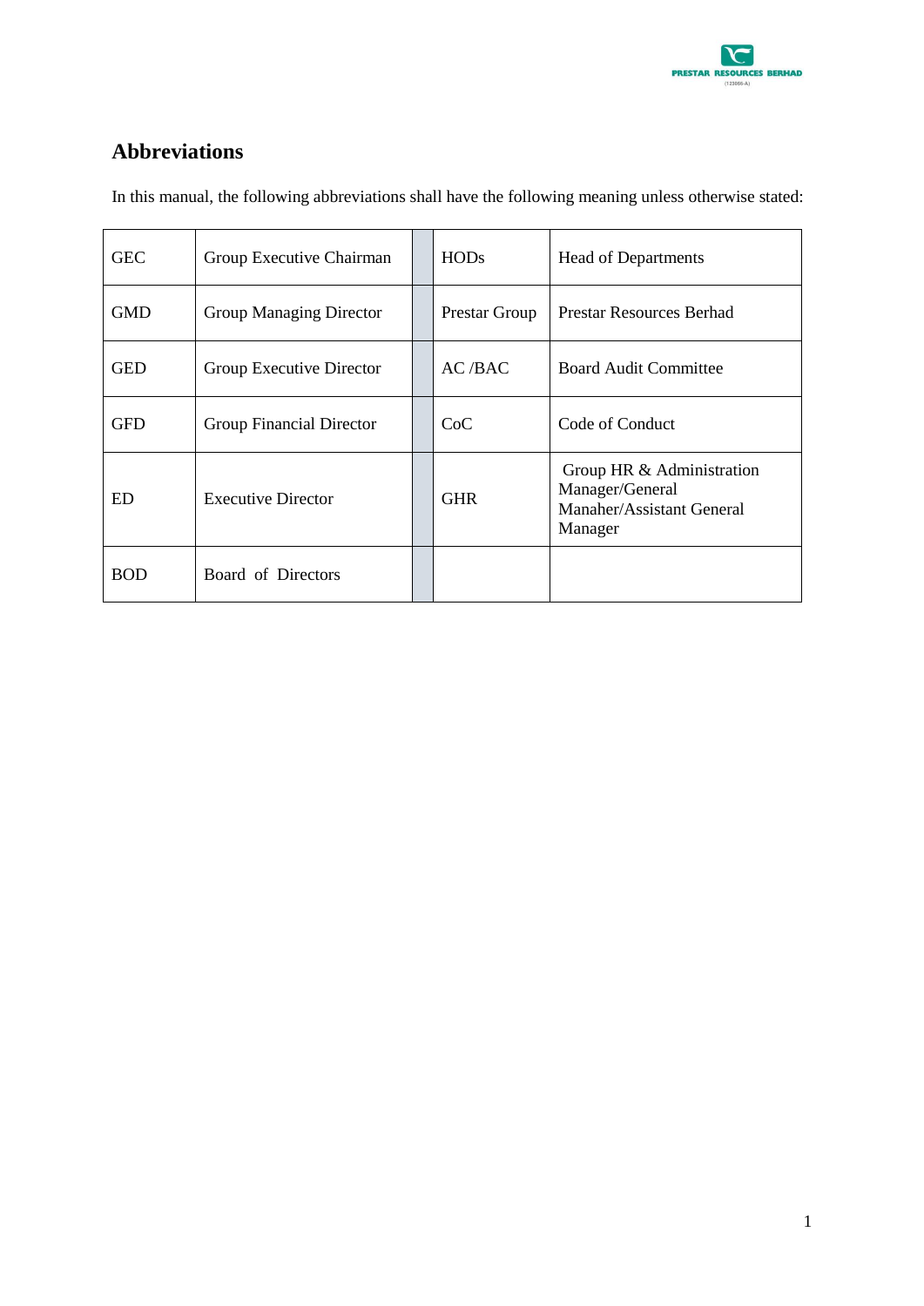## Abbreviations

In this manual, the following abbreviations shall have the following meaning unless otherwise stated:

| | | | | |
|---|---|---|---|---|
| GEC | Group Executive Chairman | | HODs | Head of Departments |
| GMD | Group Managing Director | | Prestar Group | Prestar Resources Berhad |
| GED | Group Executive Director | | AC /BAC | Board Audit Committee |
| GFD | Group Financial Director | | CoC | Code of Conduct |
| ED | Executive Director | | GHR | Group HR & Administration Manager/General Manaher/Assistant General Manager |
| BOD | Board of Directors | | | |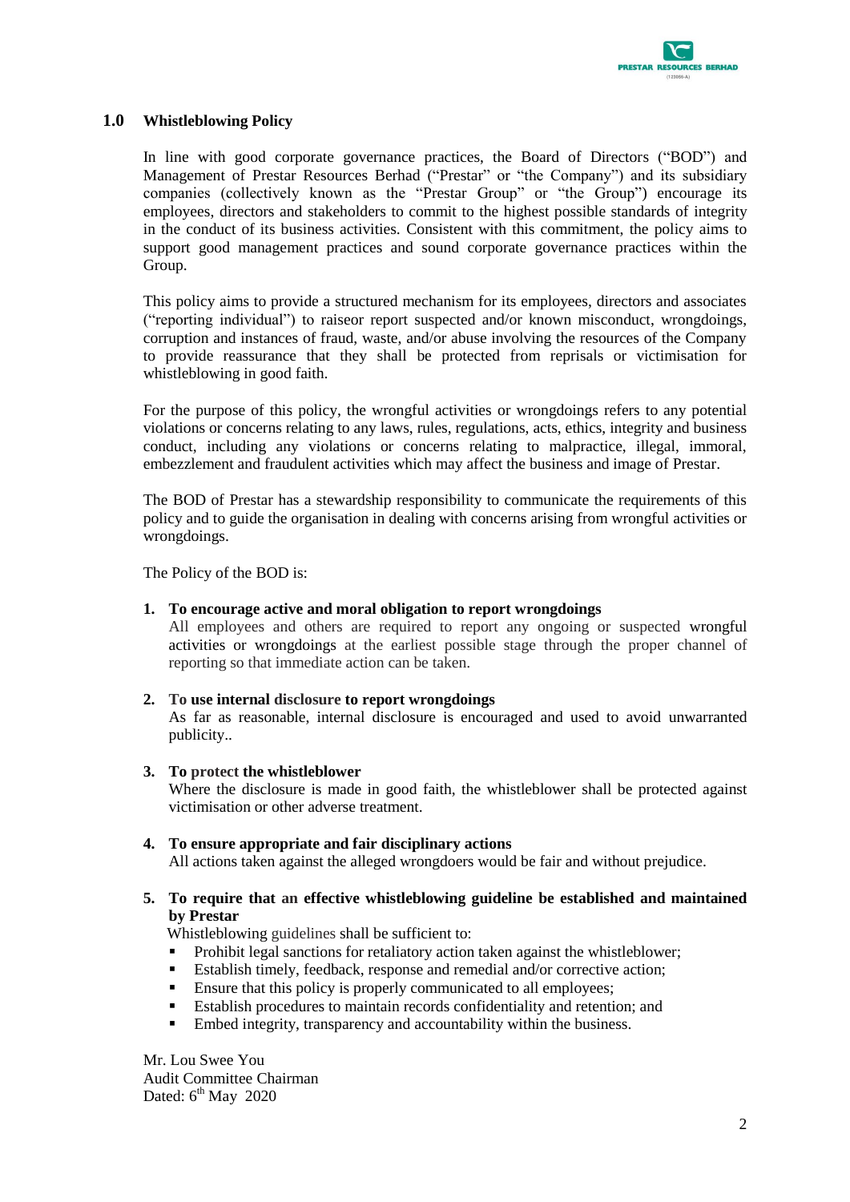## 1.0 Whistleblowing Policy

In line with good corporate governance practices, the Board of Directors ("BOD") and Management of Prestar Resources Berhad ("Prestar" or "the Company") and its subsidiary companies (collectively known as the "Prestar Group" or "the Group") encourage its employees, directors and stakeholders to commit to the highest possible standards of integrity in the conduct of its business activities. Consistent with this commitment, the policy aims to support good management practices and sound corporate governance practices within the Group.

This policy aims to provide a structured mechanism for its employees, directors and associates ("reporting individual") to raiseor report suspected and/or known misconduct, wrongdoings, corruption and instances of fraud, waste, and/or abuse involving the resources of the Company to provide reassurance that they shall be protected from reprisals or victimisation for whistleblowing in good faith.

For the purpose of this policy, the wrongful activities or wrongdoings refers to any potential violations or concerns relating to any laws, rules, regulations, acts, ethics, integrity and business conduct, including any violations or concerns relating to malpractice, illegal, immoral, embezzlement and fraudulent activities which may affect the business and image of Prestar.

The BOD of Prestar has a stewardship responsibility to communicate the requirements of this policy and to guide the organisation in dealing with concerns arising from wrongful activities or wrongdoings.

The Policy of the BOD is:

1. **To encourage active and moral obligation to report wrongdoings**
   All employees and others are required to report any ongoing or suspected wrongful activities or wrongdoings at the earliest possible stage through the proper channel of reporting so that immediate action can be taken.

2. **To use internal disclosure to report wrongdoings**
   As far as reasonable, internal disclosure is encouraged and used to avoid unwarranted publicity..

3. **To protect the whistleblower**
   Where the disclosure is made in good faith, the whistleblower shall be protected against victimisation or other adverse treatment.

4. **To ensure appropriate and fair disciplinary actions**
   All actions taken against the alleged wrongdoers would be fair and without prejudice.

5. **To require that an effective whistleblowing guideline be established and maintained by Prestar**
   Whistleblowing guidelines shall be sufficient to:
   - Prohibit legal sanctions for retaliatory action taken against the whistleblower;
   - Establish timely, feedback, response and remedial and/or corrective action;
   - Ensure that this policy is properly communicated to all employees;
   - Establish procedures to maintain records confidentiality and retention; and
   - Embed integrity, transparency and accountability within the business.

Mr. Lou Swee You
Audit Committee Chairman
Dated: 6th May 2020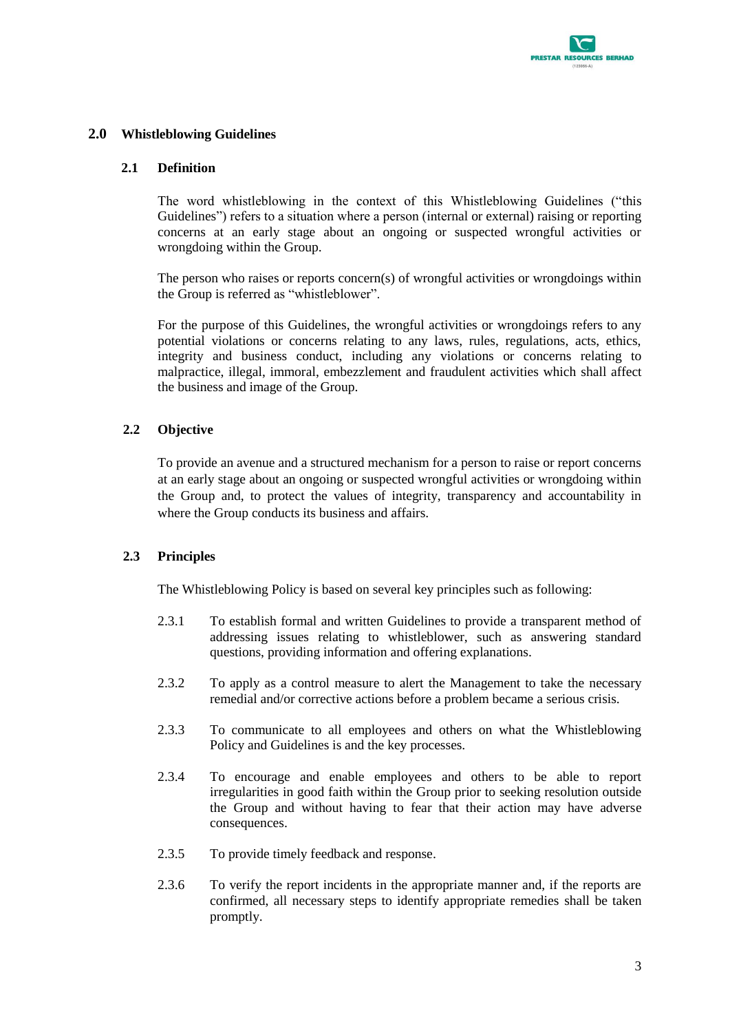## 2.0 Whistleblowing Guidelines

### 2.1 Definition

The word whistleblowing in the context of this Whistleblowing Guidelines ("this Guidelines") refers to a situation where a person (internal or external) raising or reporting concerns at an early stage about an ongoing or suspected wrongful activities or wrongdoing within the Group.

The person who raises or reports concern(s) of wrongful activities or wrongdoings within the Group is referred as "whistleblower".

For the purpose of this Guidelines, the wrongful activities or wrongdoings refers to any potential violations or concerns relating to any laws, rules, regulations, acts, ethics, integrity and business conduct, including any violations or concerns relating to malpractice, illegal, immoral, embezzlement and fraudulent activities which shall affect the business and image of the Group.

### 2.2 Objective

To provide an avenue and a structured mechanism for a person to raise or report concerns at an early stage about an ongoing or suspected wrongful activities or wrongdoing within the Group and, to protect the values of integrity, transparency and accountability in where the Group conducts its business and affairs.

### 2.3 Principles

The Whistleblowing Policy is based on several key principles such as following:

2.3.1 To establish formal and written Guidelines to provide a transparent method of addressing issues relating to whistleblower, such as answering standard questions, providing information and offering explanations.

2.3.2 To apply as a control measure to alert the Management to take the necessary remedial and/or corrective actions before a problem became a serious crisis.

2.3.3 To communicate to all employees and others on what the Whistleblowing Policy and Guidelines is and the key processes.

2.3.4 To encourage and enable employees and others to be able to report irregularities in good faith within the Group prior to seeking resolution outside the Group and without having to fear that their action may have adverse consequences.

2.3.5 To provide timely feedback and response.

2.3.6 To verify the report incidents in the appropriate manner and, if the reports are confirmed, all necessary steps to identify appropriate remedies shall be taken promptly.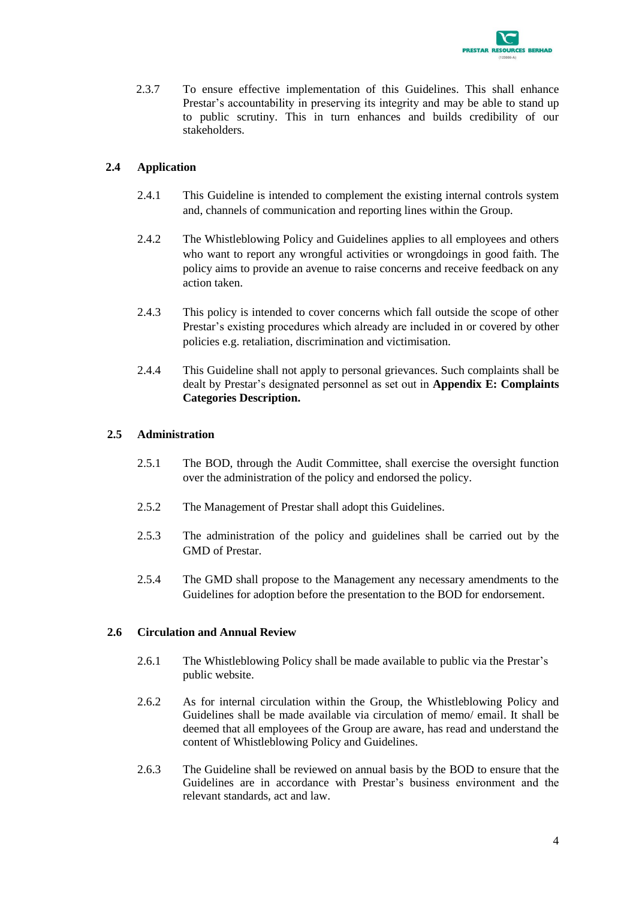2.3.7 To ensure effective implementation of this Guidelines. This shall enhance Prestar's accountability in preserving its integrity and may be able to stand up to public scrutiny. This in turn enhances and builds credibility of our stakeholders.

### 2.4 Application

2.4.1 This Guideline is intended to complement the existing internal controls system and, channels of communication and reporting lines within the Group.

2.4.2 The Whistleblowing Policy and Guidelines applies to all employees and others who want to report any wrongful activities or wrongdoings in good faith. The policy aims to provide an avenue to raise concerns and receive feedback on any action taken.

2.4.3 This policy is intended to cover concerns which fall outside the scope of other Prestar's existing procedures which already are included in or covered by other policies e.g. retaliation, discrimination and victimisation.

2.4.4 This Guideline shall not apply to personal grievances. Such complaints shall be dealt by Prestar's designated personnel as set out in **Appendix E: Complaints Categories Description.**

### 2.5 Administration

2.5.1 The BOD, through the Audit Committee, shall exercise the oversight function over the administration of the policy and endorsed the policy.

2.5.2 The Management of Prestar shall adopt this Guidelines.

2.5.3 The administration of the policy and guidelines shall be carried out by the GMD of Prestar.

2.5.4 The GMD shall propose to the Management any necessary amendments to the Guidelines for adoption before the presentation to the BOD for endorsement.

### 2.6 Circulation and Annual Review

2.6.1 The Whistleblowing Policy shall be made available to public via the Prestar's public website.

2.6.2 As for internal circulation within the Group, the Whistleblowing Policy and Guidelines shall be made available via circulation of memo/ email. It shall be deemed that all employees of the Group are aware, has read and understand the content of Whistleblowing Policy and Guidelines.

2.6.3 The Guideline shall be reviewed on annual basis by the BOD to ensure that the Guidelines are in accordance with Prestar's business environment and the relevant standards, act and law.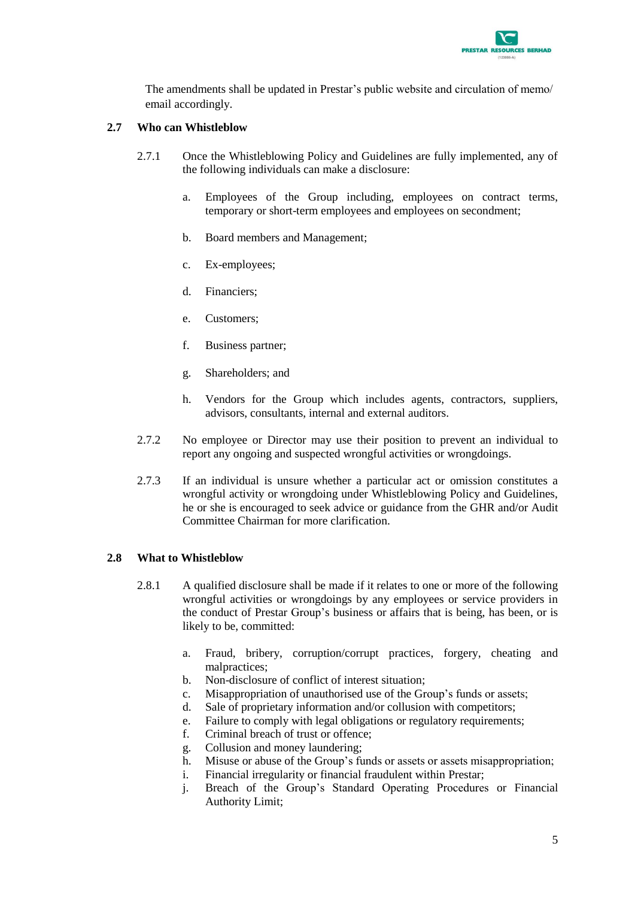The amendments shall be updated in Prestar's public website and circulation of memo/ email accordingly.

### 2.7 Who can Whistleblow

2.7.1 Once the Whistleblowing Policy and Guidelines are fully implemented, any of the following individuals can make a disclosure:

a. Employees of the Group including, employees on contract terms, temporary or short-term employees and employees on secondment;

b. Board members and Management;

c. Ex-employees;

d. Financiers;

e. Customers;

f. Business partner;

g. Shareholders; and

h. Vendors for the Group which includes agents, contractors, suppliers, advisors, consultants, internal and external auditors.

2.7.2 No employee or Director may use their position to prevent an individual to report any ongoing and suspected wrongful activities or wrongdoings.

2.7.3 If an individual is unsure whether a particular act or omission constitutes a wrongful activity or wrongdoing under Whistleblowing Policy and Guidelines, he or she is encouraged to seek advice or guidance from the GHR and/or Audit Committee Chairman for more clarification.

### 2.8 What to Whistleblow

2.8.1 A qualified disclosure shall be made if it relates to one or more of the following wrongful activities or wrongdoings by any employees or service providers in the conduct of Prestar Group's business or affairs that is being, has been, or is likely to be, committed:

a. Fraud, bribery, corruption/corrupt practices, forgery, cheating and malpractices;
b. Non-disclosure of conflict of interest situation;
c. Misappropriation of unauthorised use of the Group's funds or assets;
d. Sale of proprietary information and/or collusion with competitors;
e. Failure to comply with legal obligations or regulatory requirements;
f. Criminal breach of trust or offence;
g. Collusion and money laundering;
h. Misuse or abuse of the Group's funds or assets or assets misappropriation;
i. Financial irregularity or financial fraudulent within Prestar;
j. Breach of the Group's Standard Operating Procedures or Financial Authority Limit;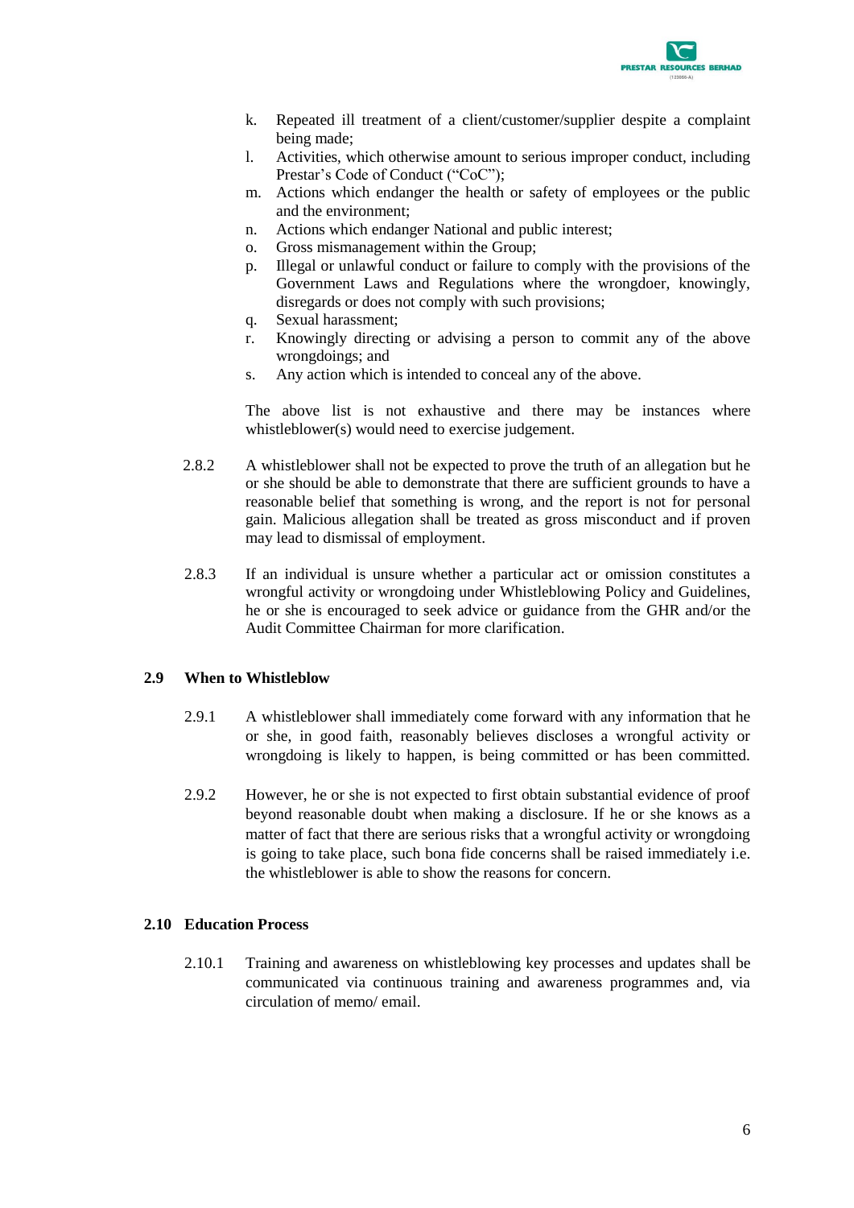k. Repeated ill treatment of a client/customer/supplier despite a complaint being made;
l. Activities, which otherwise amount to serious improper conduct, including Prestar's Code of Conduct ("CoC");
m. Actions which endanger the health or safety of employees or the public and the environment;
n. Actions which endanger National and public interest;
o. Gross mismanagement within the Group;
p. Illegal or unlawful conduct or failure to comply with the provisions of the Government Laws and Regulations where the wrongdoer, knowingly, disregards or does not comply with such provisions;
q. Sexual harassment;
r. Knowingly directing or advising a person to commit any of the above wrongdoings; and
s. Any action which is intended to conceal any of the above.

The above list is not exhaustive and there may be instances where whistleblower(s) would need to exercise judgement.

2.8.2 A whistleblower shall not be expected to prove the truth of an allegation but he or she should be able to demonstrate that there are sufficient grounds to have a reasonable belief that something is wrong, and the report is not for personal gain. Malicious allegation shall be treated as gross misconduct and if proven may lead to dismissal of employment.

2.8.3 If an individual is unsure whether a particular act or omission constitutes a wrongful activity or wrongdoing under Whistleblowing Policy and Guidelines, he or she is encouraged to seek advice or guidance from the GHR and/or the Audit Committee Chairman for more clarification.

## 2.9 When to Whistleblow

2.9.1 A whistleblower shall immediately come forward with any information that he or she, in good faith, reasonably believes discloses a wrongful activity or wrongdoing is likely to happen, is being committed or has been committed.

2.9.2 However, he or she is not expected to first obtain substantial evidence of proof beyond reasonable doubt when making a disclosure. If he or she knows as a matter of fact that there are serious risks that a wrongful activity or wrongdoing is going to take place, such bona fide concerns shall be raised immediately i.e. the whistleblower is able to show the reasons for concern.

## 2.10 Education Process

2.10.1 Training and awareness on whistleblowing key processes and updates shall be communicated via continuous training and awareness programmes and, via circulation of memo/ email.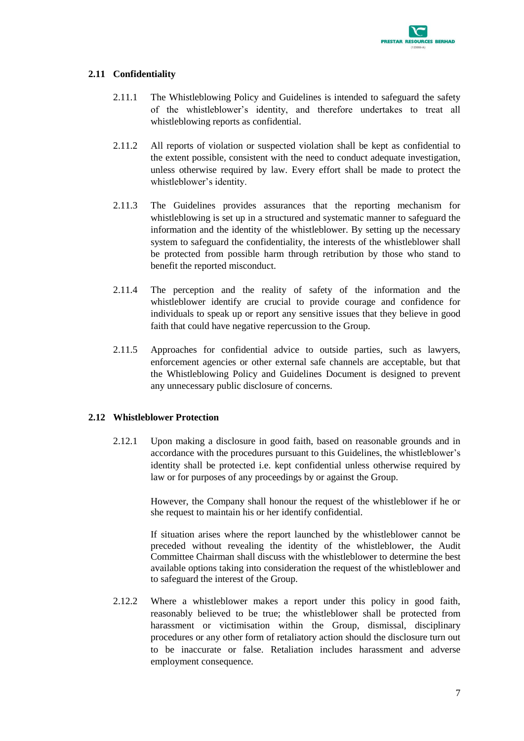### 2.11 Confidentiality

2.11.1 The Whistleblowing Policy and Guidelines is intended to safeguard the safety of the whistleblower's identity, and therefore undertakes to treat all whistleblowing reports as confidential.

2.11.2 All reports of violation or suspected violation shall be kept as confidential to the extent possible, consistent with the need to conduct adequate investigation, unless otherwise required by law. Every effort shall be made to protect the whistleblower's identity.

2.11.3 The Guidelines provides assurances that the reporting mechanism for whistleblowing is set up in a structured and systematic manner to safeguard the information and the identity of the whistleblower. By setting up the necessary system to safeguard the confidentiality, the interests of the whistleblower shall be protected from possible harm through retribution by those who stand to benefit the reported misconduct.

2.11.4 The perception and the reality of safety of the information and the whistleblower identify are crucial to provide courage and confidence for individuals to speak up or report any sensitive issues that they believe in good faith that could have negative repercussion to the Group.

2.11.5 Approaches for confidential advice to outside parties, such as lawyers, enforcement agencies or other external safe channels are acceptable, but that the Whistleblowing Policy and Guidelines Document is designed to prevent any unnecessary public disclosure of concerns.

### 2.12 Whistleblower Protection

2.12.1 Upon making a disclosure in good faith, based on reasonable grounds and in accordance with the procedures pursuant to this Guidelines, the whistleblower's identity shall be protected i.e. kept confidential unless otherwise required by law or for purposes of any proceedings by or against the Group.

However, the Company shall honour the request of the whistleblower if he or she request to maintain his or her identify confidential.

If situation arises where the report launched by the whistleblower cannot be preceded without revealing the identity of the whistleblower, the Audit Committee Chairman shall discuss with the whistleblower to determine the best available options taking into consideration the request of the whistleblower and to safeguard the interest of the Group.

2.12.2 Where a whistleblower makes a report under this policy in good faith, reasonably believed to be true; the whistleblower shall be protected from harassment or victimisation within the Group, dismissal, disciplinary procedures or any other form of retaliatory action should the disclosure turn out to be inaccurate or false. Retaliation includes harassment and adverse employment consequence.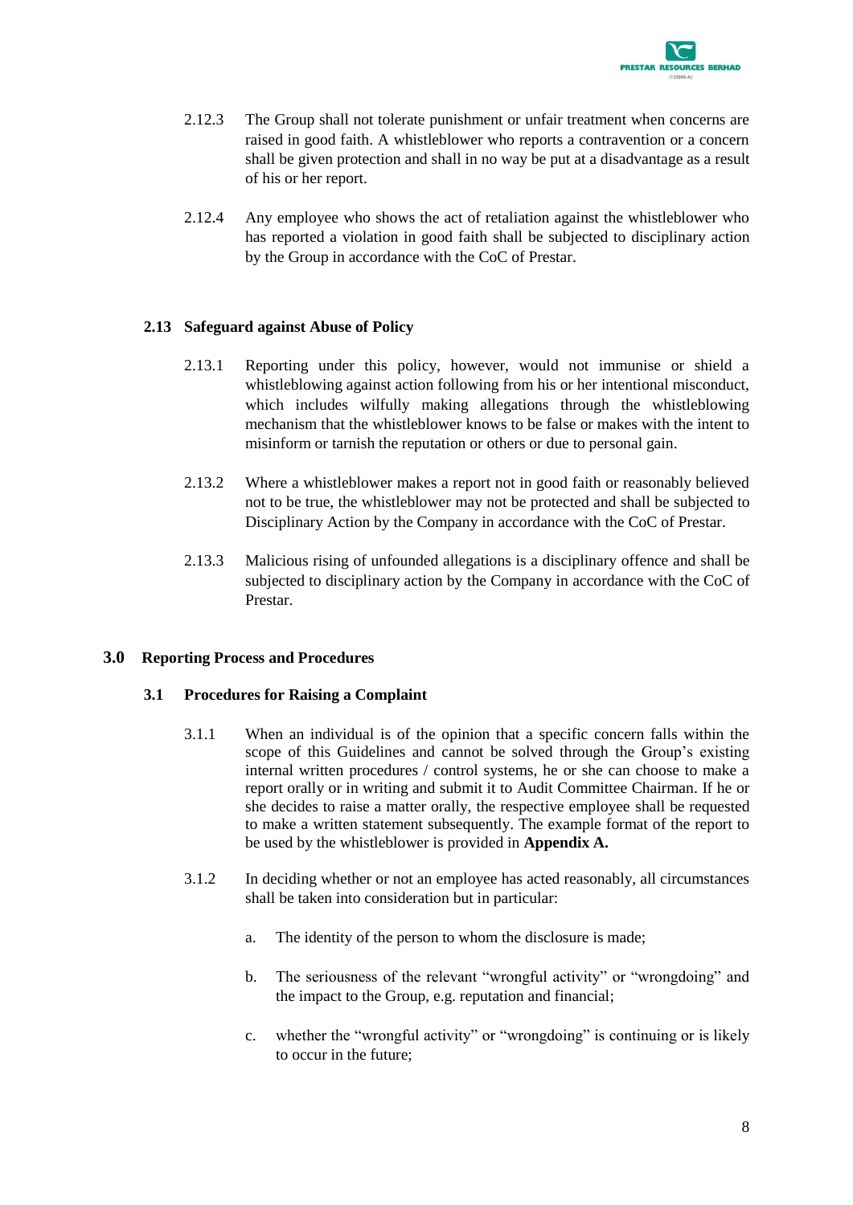2.12.3 The Group shall not tolerate punishment or unfair treatment when concerns are raised in good faith. A whistleblower who reports a contravention or a concern shall be given protection and shall in no way be put at a disadvantage as a result of his or her report.

2.12.4 Any employee who shows the act of retaliation against the whistleblower who has reported a violation in good faith shall be subjected to disciplinary action by the Group in accordance with the CoC of Prestar.

### 2.13 Safeguard against Abuse of Policy

2.13.1 Reporting under this policy, however, would not immunise or shield a whistleblowing against action following from his or her intentional misconduct, which includes wilfully making allegations through the whistleblowing mechanism that the whistleblower knows to be false or makes with the intent to misinform or tarnish the reputation or others or due to personal gain.

2.13.2 Where a whistleblower makes a report not in good faith or reasonably believed not to be true, the whistleblower may not be protected and shall be subjected to Disciplinary Action by the Company in accordance with the CoC of Prestar.

2.13.3 Malicious rising of unfounded allegations is a disciplinary offence and shall be subjected to disciplinary action by the Company in accordance with the CoC of Prestar.

## 3.0 Reporting Process and Procedures

### 3.1 Procedures for Raising a Complaint

3.1.1 When an individual is of the opinion that a specific concern falls within the scope of this Guidelines and cannot be solved through the Group's existing internal written procedures / control systems, he or she can choose to make a report orally or in writing and submit it to Audit Committee Chairman. If he or she decides to raise a matter orally, the respective employee shall be requested to make a written statement subsequently. The example format of the report to be used by the whistleblower is provided in **Appendix A.**

3.1.2 In deciding whether or not an employee has acted reasonably, all circumstances shall be taken into consideration but in particular:

a. The identity of the person to whom the disclosure is made;

b. The seriousness of the relevant "wrongful activity" or "wrongdoing" and the impact to the Group, e.g. reputation and financial;

c. whether the "wrongful activity" or "wrongdoing" is continuing or is likely to occur in the future;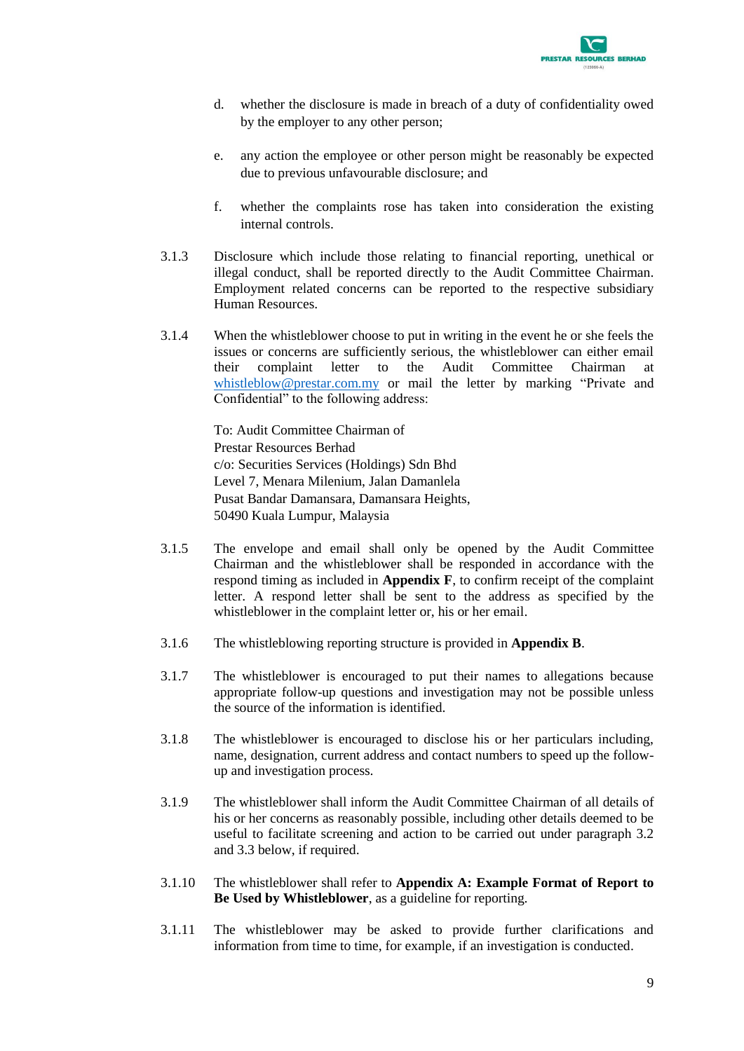d. whether the disclosure is made in breach of a duty of confidentiality owed by the employer to any other person;

e. any action the employee or other person might be reasonably be expected due to previous unfavourable disclosure; and

f. whether the complaints rose has taken into consideration the existing internal controls.

3.1.3 Disclosure which include those relating to financial reporting, unethical or illegal conduct, shall be reported directly to the Audit Committee Chairman. Employment related concerns can be reported to the respective subsidiary Human Resources.

3.1.4 When the whistleblower choose to put in writing in the event he or she feels the issues or concerns are sufficiently serious, the whistleblower can either email their complaint letter to the Audit Committee Chairman at whistleblow@prestar.com.my or mail the letter by marking "Private and Confidential" to the following address:

To: Audit Committee Chairman of
Prestar Resources Berhad
c/o: Securities Services (Holdings) Sdn Bhd
Level 7, Menara Milenium, Jalan Damanlela
Pusat Bandar Damansara, Damansara Heights,
50490 Kuala Lumpur, Malaysia

3.1.5 The envelope and email shall only be opened by the Audit Committee Chairman and the whistleblower shall be responded in accordance with the respond timing as included in **Appendix F**, to confirm receipt of the complaint letter. A respond letter shall be sent to the address as specified by the whistleblower in the complaint letter or, his or her email.

3.1.6 The whistleblowing reporting structure is provided in **Appendix B**.

3.1.7 The whistleblower is encouraged to put their names to allegations because appropriate follow-up questions and investigation may not be possible unless the source of the information is identified.

3.1.8 The whistleblower is encouraged to disclose his or her particulars including, name, designation, current address and contact numbers to speed up the follow-up and investigation process.

3.1.9 The whistleblower shall inform the Audit Committee Chairman of all details of his or her concerns as reasonably possible, including other details deemed to be useful to facilitate screening and action to be carried out under paragraph 3.2 and 3.3 below, if required.

3.1.10 The whistleblower shall refer to **Appendix A: Example Format of Report to Be Used by Whistleblower**, as a guideline for reporting.

3.1.11 The whistleblower may be asked to provide further clarifications and information from time to time, for example, if an investigation is conducted.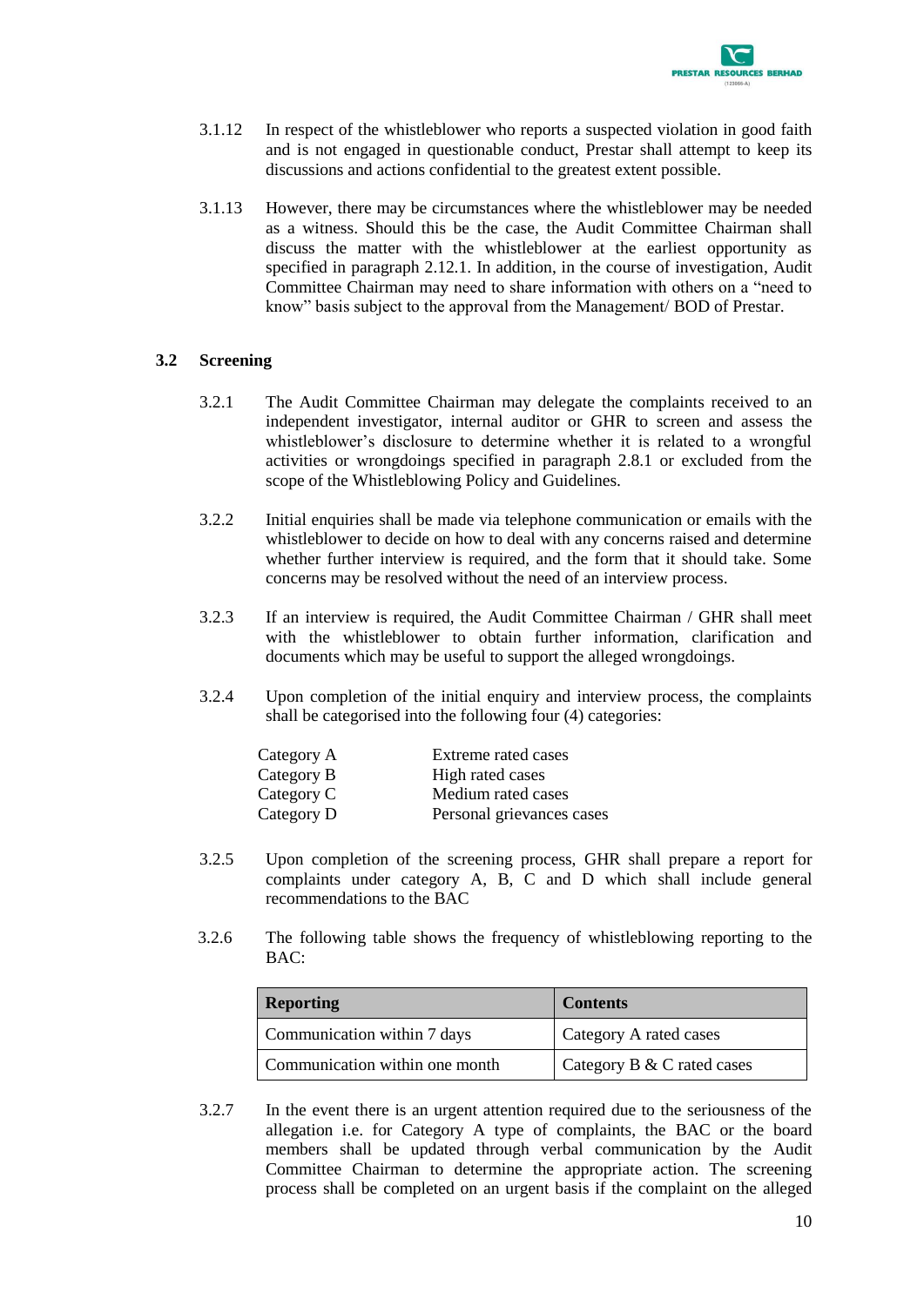3.1.12 In respect of the whistleblower who reports a suspected violation in good faith and is not engaged in questionable conduct, Prestar shall attempt to keep its discussions and actions confidential to the greatest extent possible.

3.1.13 However, there may be circumstances where the whistleblower may be needed as a witness. Should this be the case, the Audit Committee Chairman shall discuss the matter with the whistleblower at the earliest opportunity as specified in paragraph 2.12.1. In addition, in the course of investigation, Audit Committee Chairman may need to share information with others on a "need to know" basis subject to the approval from the Management/ BOD of Prestar.

## 3.2 Screening

3.2.1 The Audit Committee Chairman may delegate the complaints received to an independent investigator, internal auditor or GHR to screen and assess the whistleblower's disclosure to determine whether it is related to a wrongful activities or wrongdoings specified in paragraph 2.8.1 or excluded from the scope of the Whistleblowing Policy and Guidelines.

3.2.2 Initial enquiries shall be made via telephone communication or emails with the whistleblower to decide on how to deal with any concerns raised and determine whether further interview is required, and the form that it should take. Some concerns may be resolved without the need of an interview process.

3.2.3 If an interview is required, the Audit Committee Chairman / GHR shall meet with the whistleblower to obtain further information, clarification and documents which may be useful to support the alleged wrongdoings.

3.2.4 Upon completion of the initial enquiry and interview process, the complaints shall be categorised into the following four (4) categories:

| | |
|---|---|
| Category A | Extreme rated cases |
| Category B | High rated cases |
| Category C | Medium rated cases |
| Category D | Personal grievances cases |

3.2.5 Upon completion of the screening process, GHR shall prepare a report for complaints under category A, B, C and D which shall include general recommendations to the BAC

3.2.6 The following table shows the frequency of whistleblowing reporting to the BAC:

| **Reporting** | **Contents** |
|---|---|
| Communication within 7 days | Category A rated cases |
| Communication within one month | Category B & C rated cases |

3.2.7 In the event there is an urgent attention required due to the seriousness of the allegation i.e. for Category A type of complaints, the BAC or the board members shall be updated through verbal communication by the Audit Committee Chairman to determine the appropriate action. The screening process shall be completed on an urgent basis if the complaint on the alleged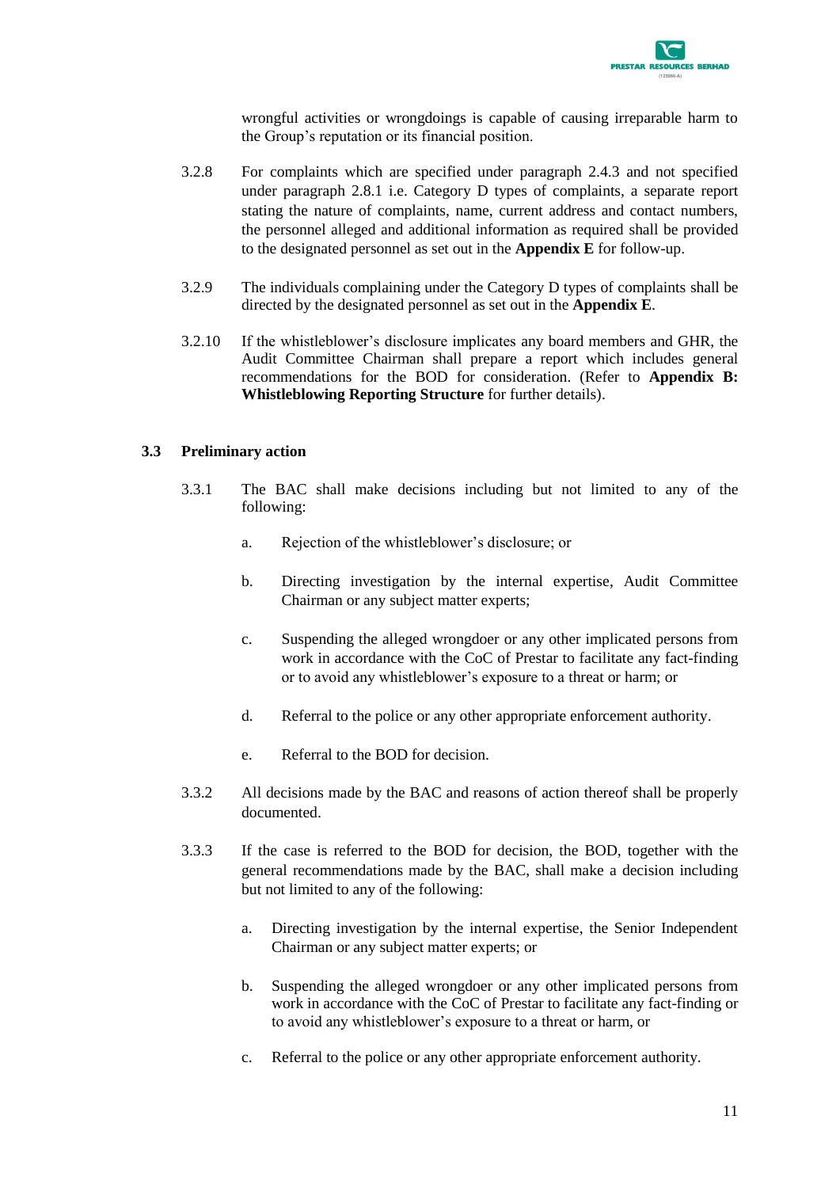wrongful activities or wrongdoings is capable of causing irreparable harm to the Group's reputation or its financial position.

3.2.8 For complaints which are specified under paragraph 2.4.3 and not specified under paragraph 2.8.1 i.e. Category D types of complaints, a separate report stating the nature of complaints, name, current address and contact numbers, the personnel alleged and additional information as required shall be provided to the designated personnel as set out in the **Appendix E** for follow-up.

3.2.9 The individuals complaining under the Category D types of complaints shall be directed by the designated personnel as set out in the **Appendix E**.

3.2.10 If the whistleblower's disclosure implicates any board members and GHR, the Audit Committee Chairman shall prepare a report which includes general recommendations for the BOD for consideration. (Refer to **Appendix B: Whistleblowing Reporting Structure** for further details).

### 3.3 Preliminary action

3.3.1 The BAC shall make decisions including but not limited to any of the following:

a. Rejection of the whistleblower's disclosure; or

b. Directing investigation by the internal expertise, Audit Committee Chairman or any subject matter experts;

c. Suspending the alleged wrongdoer or any other implicated persons from work in accordance with the CoC of Prestar to facilitate any fact-finding or to avoid any whistleblower's exposure to a threat or harm; or

d. Referral to the police or any other appropriate enforcement authority.

e. Referral to the BOD for decision.

3.3.2 All decisions made by the BAC and reasons of action thereof shall be properly documented.

3.3.3 If the case is referred to the BOD for decision, the BOD, together with the general recommendations made by the BAC, shall make a decision including but not limited to any of the following:

a. Directing investigation by the internal expertise, the Senior Independent Chairman or any subject matter experts; or

b. Suspending the alleged wrongdoer or any other implicated persons from work in accordance with the CoC of Prestar to facilitate any fact-finding or to avoid any whistleblower's exposure to a threat or harm, or

c. Referral to the police or any other appropriate enforcement authority.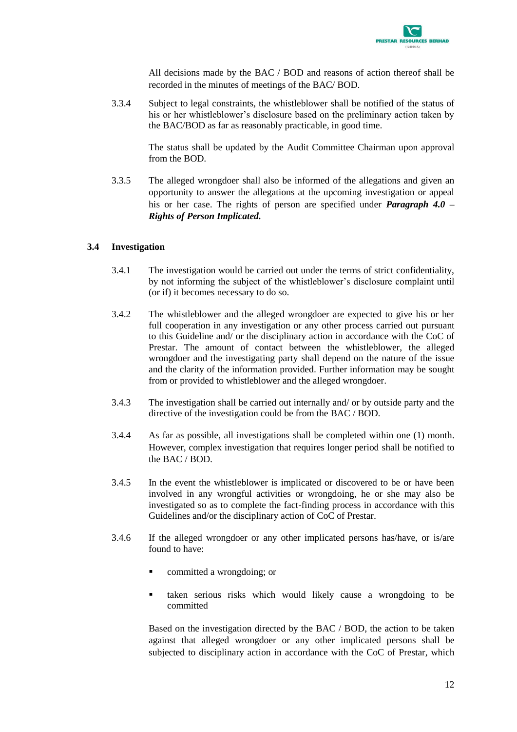All decisions made by the BAC / BOD and reasons of action thereof shall be recorded in the minutes of meetings of the BAC/ BOD.

3.3.4 Subject to legal constraints, the whistleblower shall be notified of the status of his or her whistleblower's disclosure based on the preliminary action taken by the BAC/BOD as far as reasonably practicable, in good time.

The status shall be updated by the Audit Committee Chairman upon approval from the BOD.

3.3.5 The alleged wrongdoer shall also be informed of the allegations and given an opportunity to answer the allegations at the upcoming investigation or appeal his or her case. The rights of person are specified under ***Paragraph 4.0 – Rights of Person Implicated.***

### 3.4 Investigation

3.4.1 The investigation would be carried out under the terms of strict confidentiality, by not informing the subject of the whistleblower's disclosure complaint until (or if) it becomes necessary to do so.

3.4.2 The whistleblower and the alleged wrongdoer are expected to give his or her full cooperation in any investigation or any other process carried out pursuant to this Guideline and/ or the disciplinary action in accordance with the CoC of Prestar. The amount of contact between the whistleblower, the alleged wrongdoer and the investigating party shall depend on the nature of the issue and the clarity of the information provided. Further information may be sought from or provided to whistleblower and the alleged wrongdoer.

3.4.3 The investigation shall be carried out internally and/ or by outside party and the directive of the investigation could be from the BAC / BOD.

3.4.4 As far as possible, all investigations shall be completed within one (1) month. However, complex investigation that requires longer period shall be notified to the BAC / BOD.

3.4.5 In the event the whistleblower is implicated or discovered to be or have been involved in any wrongful activities or wrongdoing, he or she may also be investigated so as to complete the fact-finding process in accordance with this Guidelines and/or the disciplinary action of CoC of Prestar.

3.4.6 If the alleged wrongdoer or any other implicated persons has/have, or is/are found to have:

- committed a wrongdoing; or
- taken serious risks which would likely cause a wrongdoing to be committed

Based on the investigation directed by the BAC / BOD, the action to be taken against that alleged wrongdoer or any other implicated persons shall be subjected to disciplinary action in accordance with the CoC of Prestar, which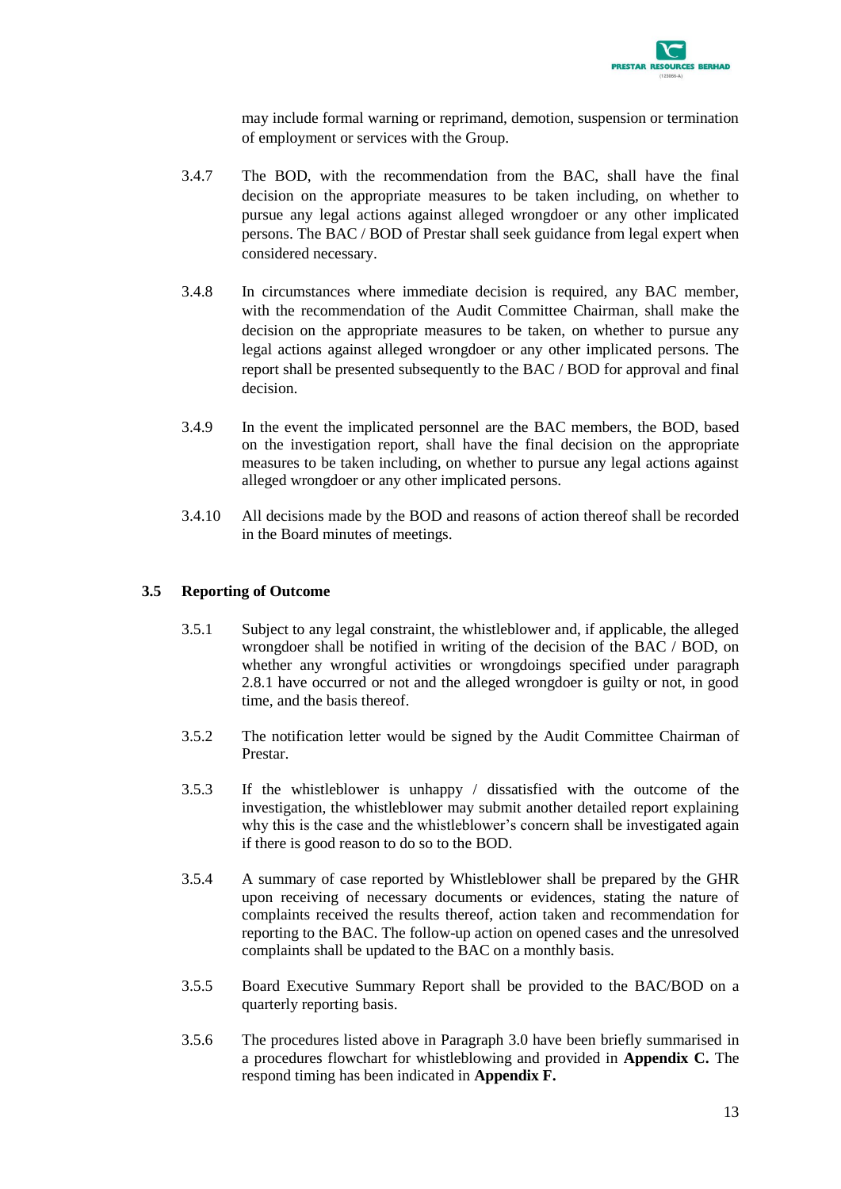may include formal warning or reprimand, demotion, suspension or termination of employment or services with the Group.

3.4.7 The BOD, with the recommendation from the BAC, shall have the final decision on the appropriate measures to be taken including, on whether to pursue any legal actions against alleged wrongdoer or any other implicated persons. The BAC / BOD of Prestar shall seek guidance from legal expert when considered necessary.

3.4.8 In circumstances where immediate decision is required, any BAC member, with the recommendation of the Audit Committee Chairman, shall make the decision on the appropriate measures to be taken, on whether to pursue any legal actions against alleged wrongdoer or any other implicated persons. The report shall be presented subsequently to the BAC / BOD for approval and final decision.

3.4.9 In the event the implicated personnel are the BAC members, the BOD, based on the investigation report, shall have the final decision on the appropriate measures to be taken including, on whether to pursue any legal actions against alleged wrongdoer or any other implicated persons.

3.4.10 All decisions made by the BOD and reasons of action thereof shall be recorded in the Board minutes of meetings.

### 3.5 Reporting of Outcome

3.5.1 Subject to any legal constraint, the whistleblower and, if applicable, the alleged wrongdoer shall be notified in writing of the decision of the BAC / BOD, on whether any wrongful activities or wrongdoings specified under paragraph 2.8.1 have occurred or not and the alleged wrongdoer is guilty or not, in good time, and the basis thereof.

3.5.2 The notification letter would be signed by the Audit Committee Chairman of Prestar.

3.5.3 If the whistleblower is unhappy / dissatisfied with the outcome of the investigation, the whistleblower may submit another detailed report explaining why this is the case and the whistleblower's concern shall be investigated again if there is good reason to do so to the BOD.

3.5.4 A summary of case reported by Whistleblower shall be prepared by the GHR upon receiving of necessary documents or evidences, stating the nature of complaints received the results thereof, action taken and recommendation for reporting to the BAC. The follow-up action on opened cases and the unresolved complaints shall be updated to the BAC on a monthly basis.

3.5.5 Board Executive Summary Report shall be provided to the BAC/BOD on a quarterly reporting basis.

3.5.6 The procedures listed above in Paragraph 3.0 have been briefly summarised in a procedures flowchart for whistleblowing and provided in **Appendix C.** The respond timing has been indicated in **Appendix F.**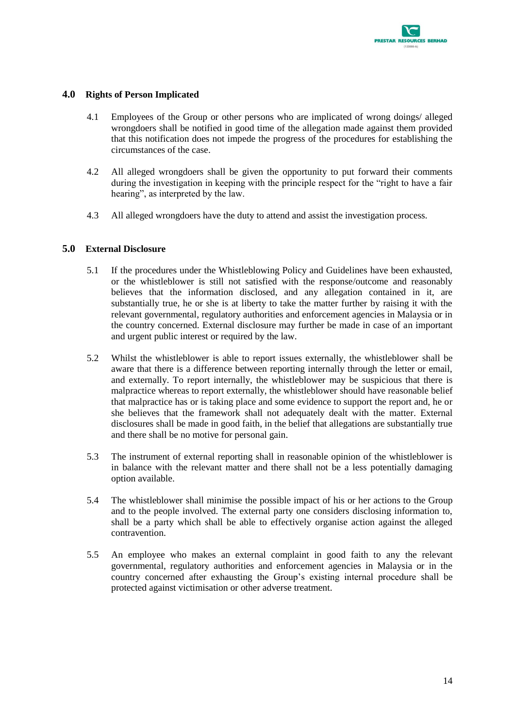## 4.0 Rights of Person Implicated

4.1 Employees of the Group or other persons who are implicated of wrong doings/ alleged wrongdoers shall be notified in good time of the allegation made against them provided that this notification does not impede the progress of the procedures for establishing the circumstances of the case.

4.2 All alleged wrongdoers shall be given the opportunity to put forward their comments during the investigation in keeping with the principle respect for the "right to have a fair hearing", as interpreted by the law.

4.3 All alleged wrongdoers have the duty to attend and assist the investigation process.

## 5.0 External Disclosure

5.1 If the procedures under the Whistleblowing Policy and Guidelines have been exhausted, or the whistleblower is still not satisfied with the response/outcome and reasonably believes that the information disclosed, and any allegation contained in it, are substantially true, he or she is at liberty to take the matter further by raising it with the relevant governmental, regulatory authorities and enforcement agencies in Malaysia or in the country concerned. External disclosure may further be made in case of an important and urgent public interest or required by the law.

5.2 Whilst the whistleblower is able to report issues externally, the whistleblower shall be aware that there is a difference between reporting internally through the letter or email, and externally. To report internally, the whistleblower may be suspicious that there is malpractice whereas to report externally, the whistleblower should have reasonable belief that malpractice has or is taking place and some evidence to support the report and, he or she believes that the framework shall not adequately dealt with the matter. External disclosures shall be made in good faith, in the belief that allegations are substantially true and there shall be no motive for personal gain.

5.3 The instrument of external reporting shall in reasonable opinion of the whistleblower is in balance with the relevant matter and there shall not be a less potentially damaging option available.

5.4 The whistleblower shall minimise the possible impact of his or her actions to the Group and to the people involved. The external party one considers disclosing information to, shall be a party which shall be able to effectively organise action against the alleged contravention.

5.5 An employee who makes an external complaint in good faith to any the relevant governmental, regulatory authorities and enforcement agencies in Malaysia or in the country concerned after exhausting the Group's existing internal procedure shall be protected against victimisation or other adverse treatment.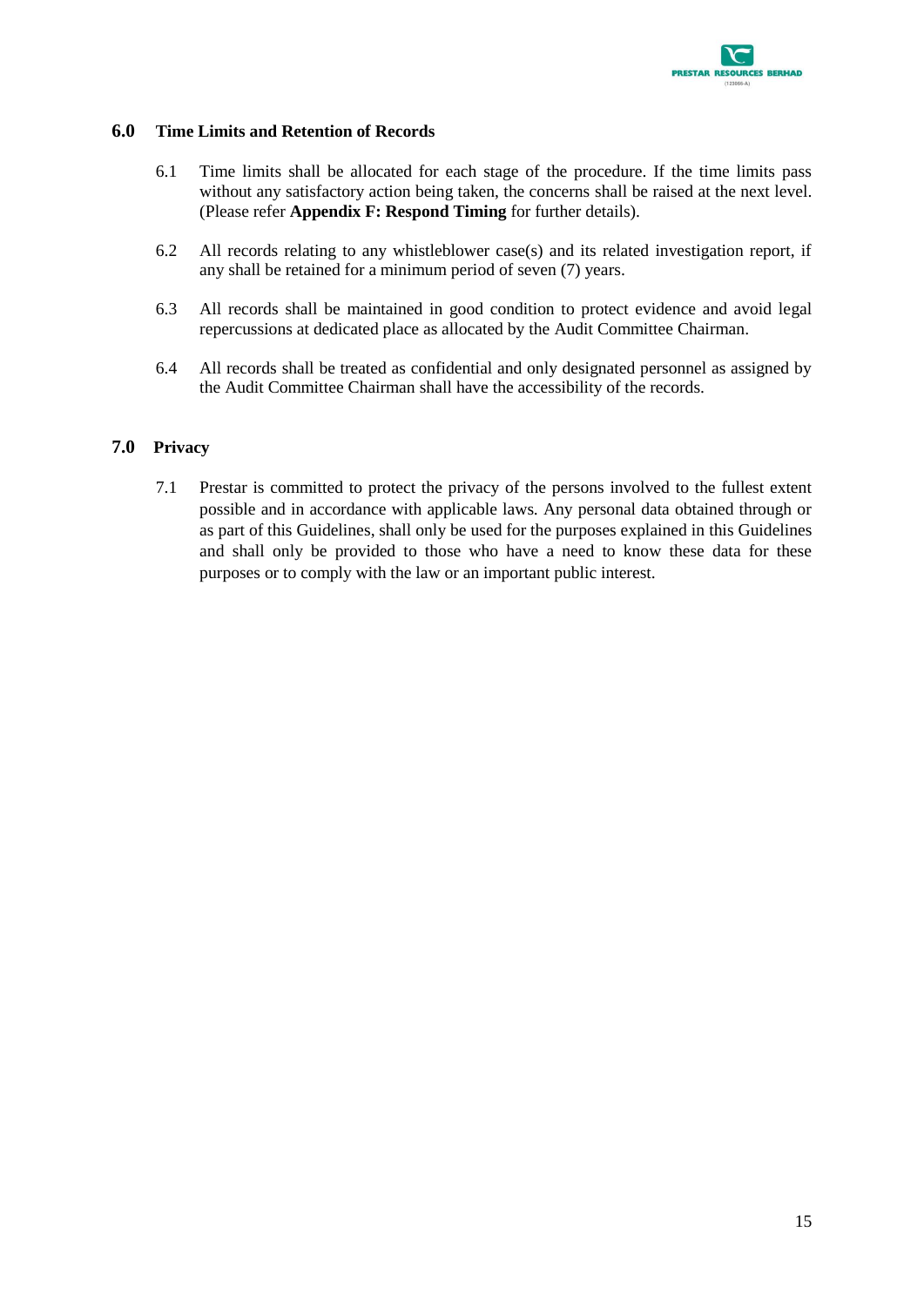## 6.0 Time Limits and Retention of Records

6.1 Time limits shall be allocated for each stage of the procedure. If the time limits pass without any satisfactory action being taken, the concerns shall be raised at the next level. (Please refer **Appendix F: Respond Timing** for further details).

6.2 All records relating to any whistleblower case(s) and its related investigation report, if any shall be retained for a minimum period of seven (7) years.

6.3 All records shall be maintained in good condition to protect evidence and avoid legal repercussions at dedicated place as allocated by the Audit Committee Chairman.

6.4 All records shall be treated as confidential and only designated personnel as assigned by the Audit Committee Chairman shall have the accessibility of the records.

## 7.0 Privacy

7.1 Prestar is committed to protect the privacy of the persons involved to the fullest extent possible and in accordance with applicable laws. Any personal data obtained through or as part of this Guidelines, shall only be used for the purposes explained in this Guidelines and shall only be provided to those who have a need to know these data for these purposes or to comply with the law or an important public interest.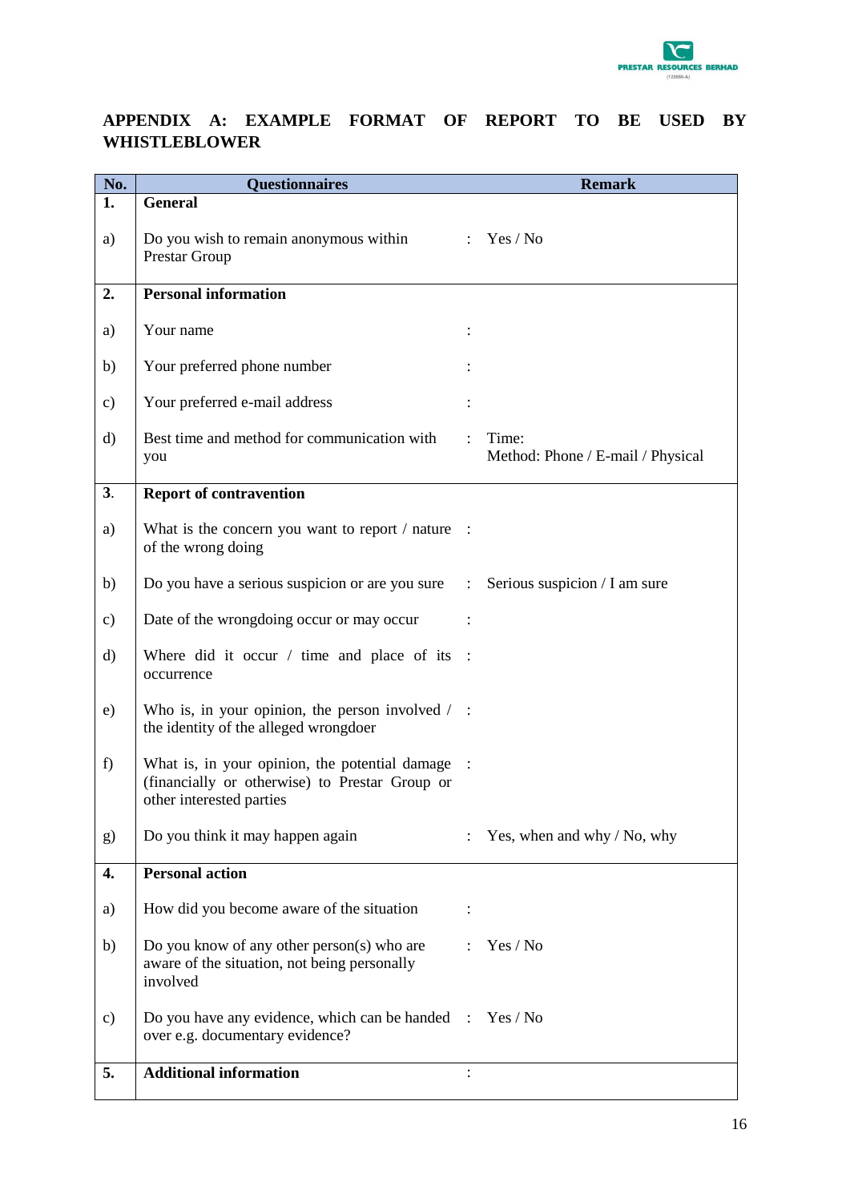## APPENDIX A: EXAMPLE FORMAT OF REPORT TO BE USED BY WHISTLEBLOWER

| No. | Questionnaires | | Remark |
|---|---|---|---|
| **1.** | **General** | | |
| a) | Do you wish to remain anonymous within Prestar Group | : | Yes / No |
| **2.** | **Personal information** | | |
| a) | Your name | : | |
| b) | Your preferred phone number | : | |
| c) | Your preferred e-mail address | : | |
| d) | Best time and method for communication with you | : | Time:<br>Method: Phone / E-mail / Physical |
| **3.** | **Report of contravention** | | |
| a) | What is the concern you want to report / nature of the wrong doing | : | |
| b) | Do you have a serious suspicion or are you sure | : | Serious suspicion / I am sure |
| c) | Date of the wrongdoing occur or may occur | : | |
| d) | Where did it occur / time and place of its occurrence | : | |
| e) | Who is, in your opinion, the person involved / the identity of the alleged wrongdoer | : | |
| f) | What is, in your opinion, the potential damage (financially or otherwise) to Prestar Group or other interested parties | : | |
| g) | Do you think it may happen again | : | Yes, when and why / No, why |
| **4.** | **Personal action** | | |
| a) | How did you become aware of the situation | : | |
| b) | Do you know of any other person(s) who are aware of the situation, not being personally involved | : | Yes / No |
| c) | Do you have any evidence, which can be handed over e.g. documentary evidence? | : | Yes / No |
| **5.** | **Additional information** | : | |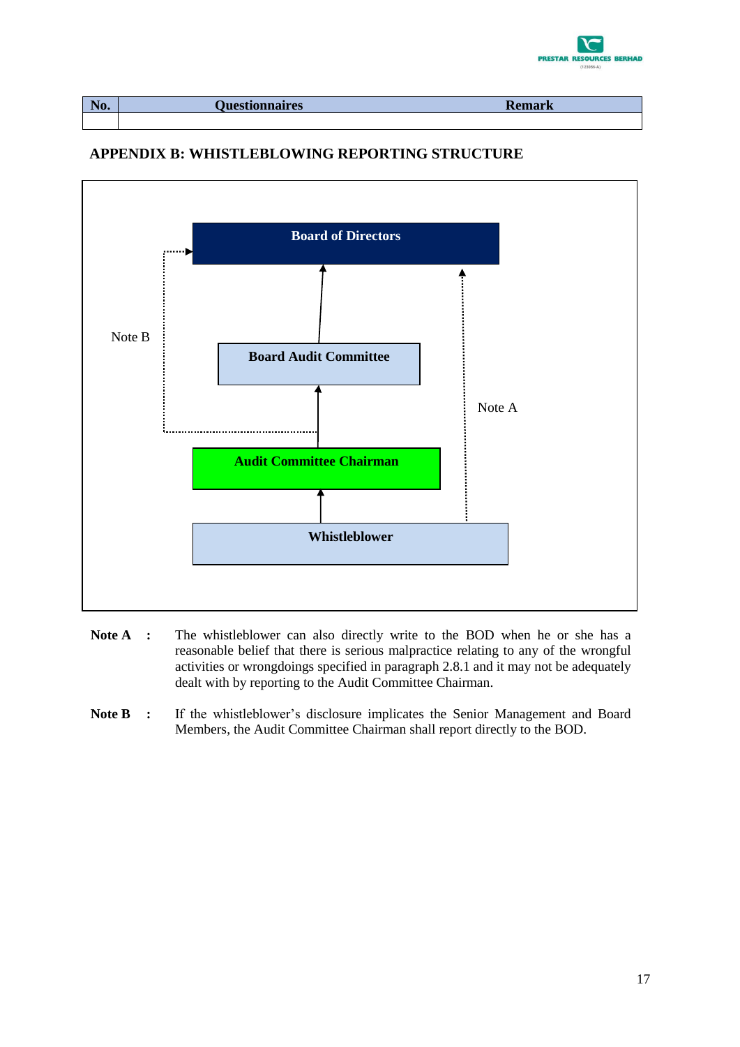| No. | Questionnaires | Remark |
| --- | --- | --- |
| | | |

## APPENDIX B: WHISTLEBLOWING REPORTING STRUCTURE

Board of Directors

Board Audit Committee

Audit Committee Chairman

Whistleblower

Note A

Note B

**Note A** : The whistleblower can also directly write to the BOD when he or she has a reasonable belief that there is serious malpractice relating to any of the wrongful activities or wrongdoings specified in paragraph 2.8.1 and it may not be adequately dealt with by reporting to the Audit Committee Chairman.

**Note B** : If the whistleblower's disclosure implicates the Senior Management and Board Members, the Audit Committee Chairman shall report directly to the BOD.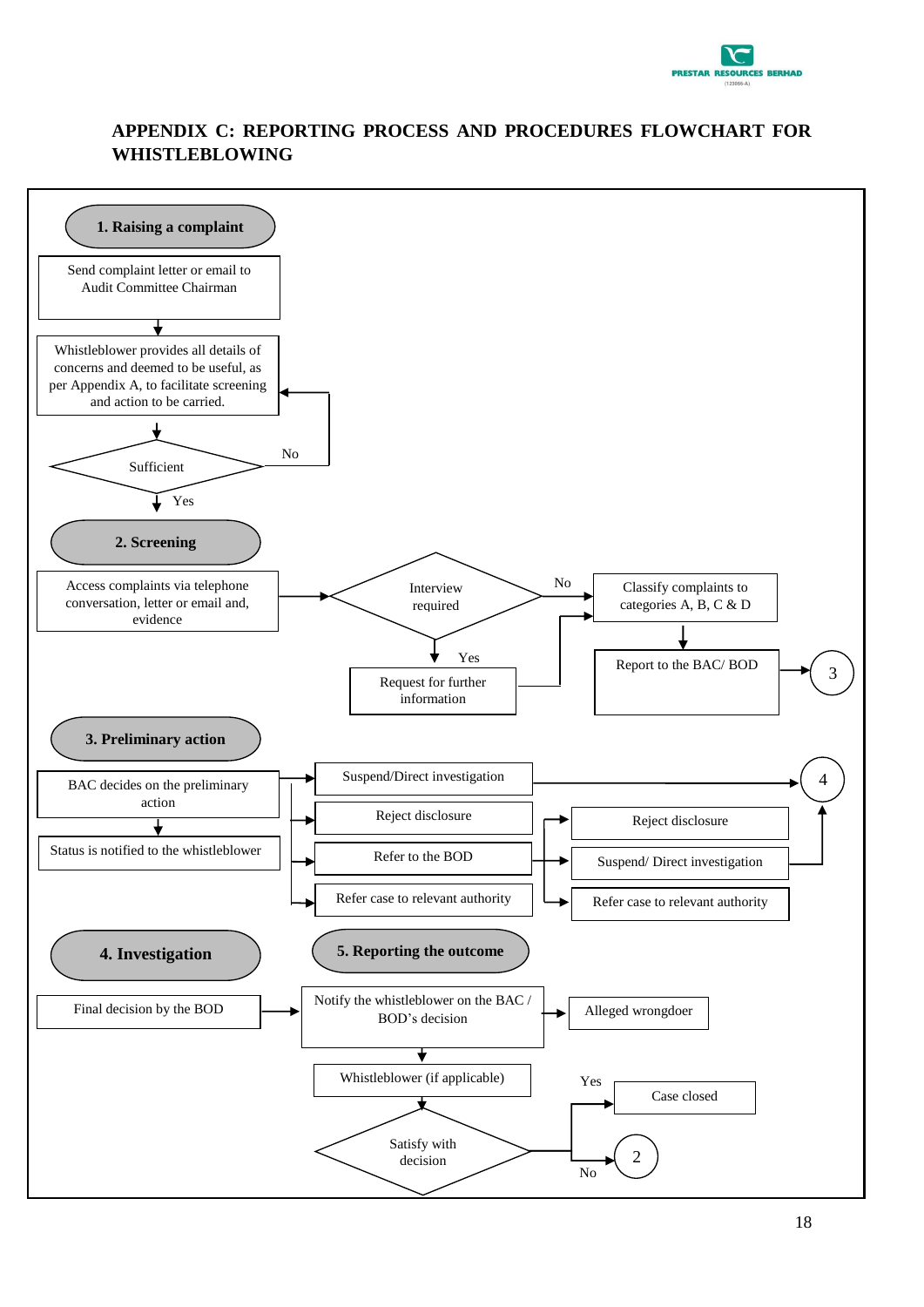## APPENDIX C: REPORTING PROCESS AND PROCEDURES FLOWCHART FOR WHISTLEBLOWING

**1. Raising a complaint**

Send complaint letter or email to Audit Committee Chairman

Whistleblower provides all details of concerns and deemed to be useful, as per Appendix A, to facilitate screening and action to be carried.

Sufficient

No

Yes

**2. Screening**

Access complaints via telephone conversation, letter or email and, evidence

Interview required

No

Classify complaints to categories A, B, C & D

Report to the BAC/ BOD

3

Yes

Request for further information

**3. Preliminary action**

BAC decides on the preliminary action

Status is notified to the whistleblower

Suspend/Direct investigation

4

Reject disclosure

Refer to the BOD

Refer case to relevant authority

Reject disclosure

Suspend/ Direct investigation

Refer case to relevant authority

**4. Investigation**

Final decision by the BOD

**5. Reporting the outcome**

Notify the whistleblower on the BAC / BOD's decision

Alleged wrongdoer

Whistleblower (if applicable)

Satisfy with decision

Yes

Case closed

No

2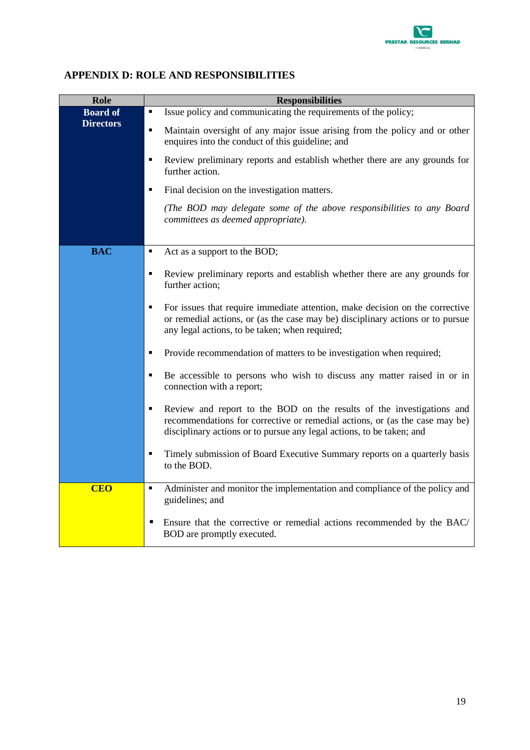## APPENDIX D: ROLE AND RESPONSIBILITIES

| Role | Responsibilities |
|---|---|
| **Board of Directors** | ▪ Issue policy and communicating the requirements of the policy;<br>▪ Maintain oversight of any major issue arising from the policy and or other enquires into the conduct of this guideline; and<br>▪ Review preliminary reports and establish whether there are any grounds for further action.<br>▪ Final decision on the investigation matters.<br>*(The BOD may delegate some of the above responsibilities to any Board committees as deemed appropriate).* |
| **BAC** | ▪ Act as a support to the BOD;<br>▪ Review preliminary reports and establish whether there are any grounds for further action;<br>▪ For issues that require immediate attention, make decision on the corrective or remedial actions, or (as the case may be) disciplinary actions or to pursue any legal actions, to be taken; when required;<br>▪ Provide recommendation of matters to be investigation when required;<br>▪ Be accessible to persons who wish to discuss any matter raised in or in connection with a report;<br>▪ Review and report to the BOD on the results of the investigations and recommendations for corrective or remedial actions, or (as the case may be) disciplinary actions or to pursue any legal actions, to be taken; and<br>▪ Timely submission of Board Executive Summary reports on a quarterly basis to the BOD. |
| **CEO** | ▪ Administer and monitor the implementation and compliance of the policy and guidelines; and<br>▪ Ensure that the corrective or remedial actions recommended by the BAC/ BOD are promptly executed. |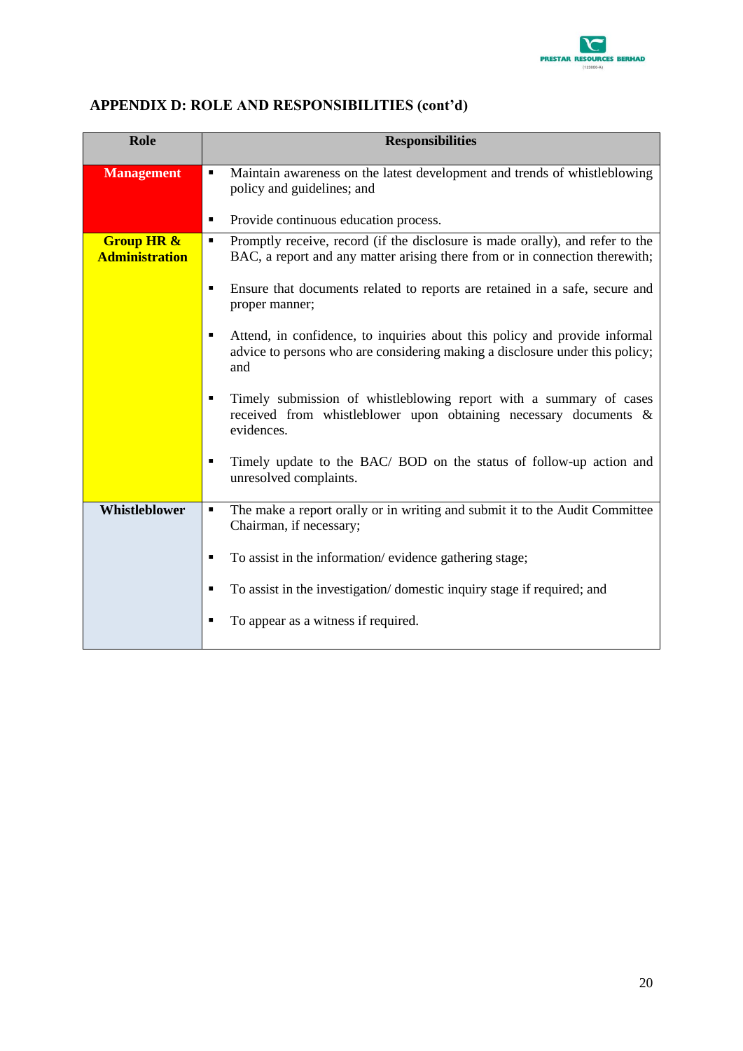## APPENDIX D: ROLE AND RESPONSIBILITIES (cont'd)

| Role | Responsibilities |
|---|---|
| **Management** | ▪ Maintain awareness on the latest development and trends of whistleblowing policy and guidelines; and<br><br>▪ Provide continuous education process. |
| **Group HR & Administration** | ▪ Promptly receive, record (if the disclosure is made orally), and refer to the BAC, a report and any matter arising there from or in connection therewith;<br><br>▪ Ensure that documents related to reports are retained in a safe, secure and proper manner;<br><br>▪ Attend, in confidence, to inquiries about this policy and provide informal advice to persons who are considering making a disclosure under this policy; and<br><br>▪ Timely submission of whistleblowing report with a summary of cases received from whistleblower upon obtaining necessary documents & evidences.<br><br>▪ Timely update to the BAC/ BOD on the status of follow-up action and unresolved complaints. |
| **Whistleblower** | ▪ The make a report orally or in writing and submit it to the Audit Committee Chairman, if necessary;<br><br>▪ To assist in the information/ evidence gathering stage;<br><br>▪ To assist in the investigation/ domestic inquiry stage if required; and<br><br>▪ To appear as a witness if required. |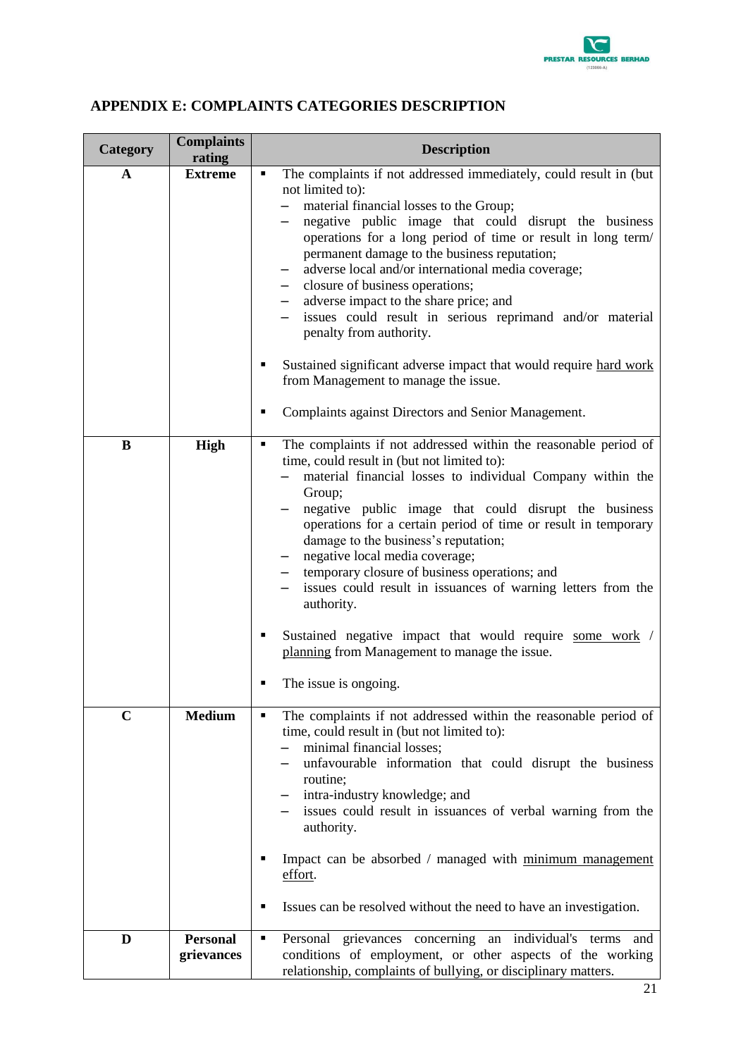## APPENDIX E: COMPLAINTS CATEGORIES DESCRIPTION

| Category | Complaints rating | Description |
|---|---|---|
| **A** | **Extreme** | ▪ The complaints if not addressed immediately, could result in (but not limited to):<br>– material financial losses to the Group;<br>– negative public image that could disrupt the business operations for a long period of time or result in long term/ permanent damage to the business reputation;<br>– adverse local and/or international media coverage;<br>– closure of business operations;<br>– adverse impact to the share price; and<br>– issues could result in serious reprimand and/or material penalty from authority.<br><br>▪ Sustained significant adverse impact that would require hard work from Management to manage the issue.<br><br>▪ Complaints against Directors and Senior Management. |
| **B** | **High** | ▪ The complaints if not addressed within the reasonable period of time, could result in (but not limited to):<br>– material financial losses to individual Company within the Group;<br>– negative public image that could disrupt the business operations for a certain period of time or result in temporary damage to the business's reputation;<br>– negative local media coverage;<br>– temporary closure of business operations; and<br>– issues could result in issuances of warning letters from the authority.<br><br>▪ Sustained negative impact that would require some work / planning from Management to manage the issue.<br><br>▪ The issue is ongoing. |
| **C** | **Medium** | ▪ The complaints if not addressed within the reasonable period of time, could result in (but not limited to):<br>– minimal financial losses;<br>– unfavourable information that could disrupt the business routine;<br>– intra-industry knowledge; and<br>– issues could result in issuances of verbal warning from the authority.<br><br>▪ Impact can be absorbed / managed with minimum management effort.<br><br>▪ Issues can be resolved without the need to have an investigation. |
| **D** | **Personal grievances** | ▪ Personal grievances concerning an individual's terms and conditions of employment, or other aspects of the working relationship, complaints of bullying, or disciplinary matters. |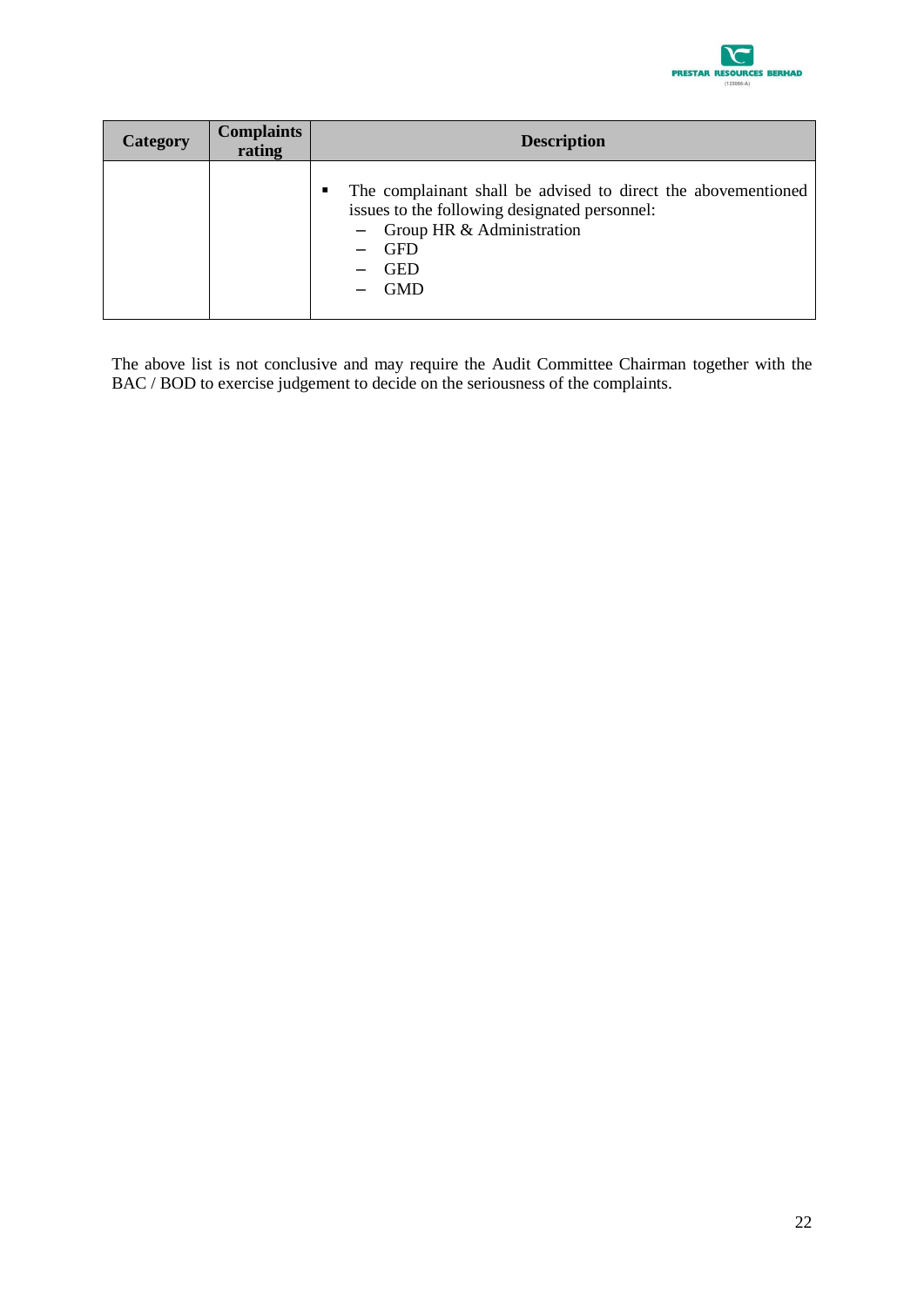| Category | Complaints rating | Description |
|---|---|---|
| | | ▪ The complainant shall be advised to direct the abovementioned issues to the following designated personnel:<br>– Group HR & Administration<br>– GFD<br>– GED<br>– GMD |

The above list is not conclusive and may require the Audit Committee Chairman together with the BAC / BOD to exercise judgement to decide on the seriousness of the complaints.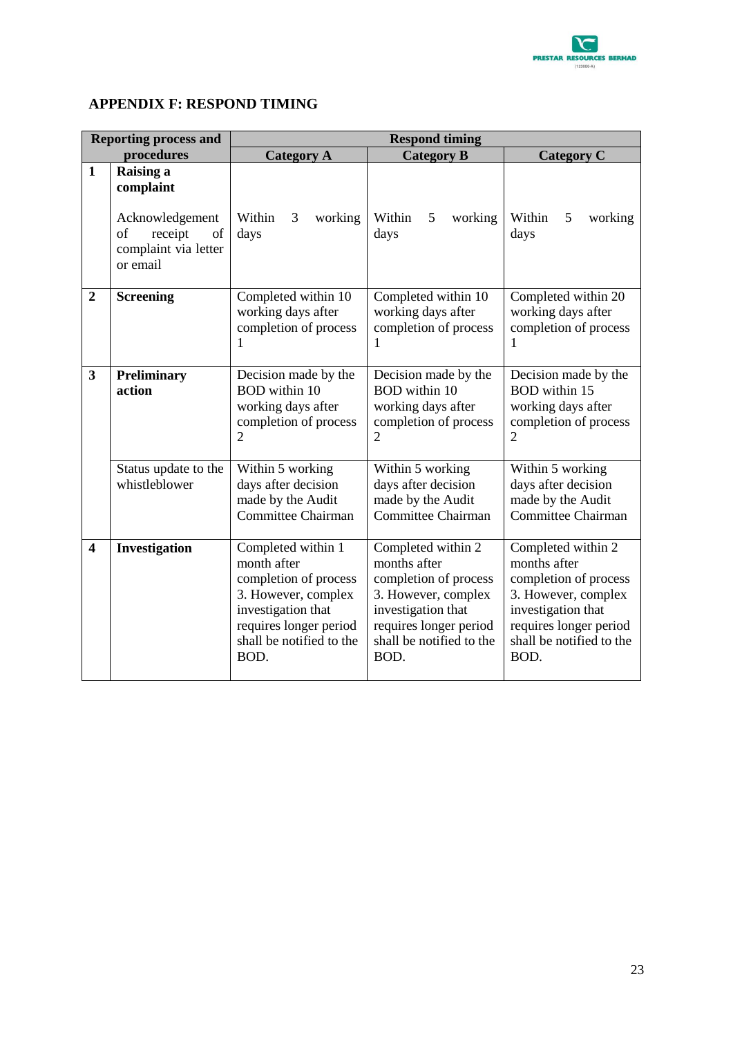## APPENDIX F: RESPOND TIMING

| Reporting process and procedures | | Respond timing | | |
|---|---|---|---|---|
| | | Category A | Category B | Category C |
| 1 | **Raising a complaint**<br><br>Acknowledgement of receipt of complaint via letter or email | Within 3 working days | Within 5 working days | Within 5 working days |
| 2 | **Screening** | Completed within 10 working days after completion of process 1 | Completed within 10 working days after completion of process 1 | Completed within 20 working days after completion of process 1 |
| 3 | **Preliminary action** | Decision made by the BOD within 10 working days after completion of process 2 | Decision made by the BOD within 10 working days after completion of process 2 | Decision made by the BOD within 15 working days after completion of process 2 |
| | Status update to the whistleblower | Within 5 working days after decision made by the Audit Committee Chairman | Within 5 working days after decision made by the Audit Committee Chairman | Within 5 working days after decision made by the Audit Committee Chairman |
| 4 | **Investigation** | Completed within 1 month after completion of process 3. However, complex investigation that requires longer period shall be notified to the BOD. | Completed within 2 months after completion of process 3. However, complex investigation that requires longer period shall be notified to the BOD. | Completed within 2 months after completion of process 3. However, complex investigation that requires longer period shall be notified to the BOD. |